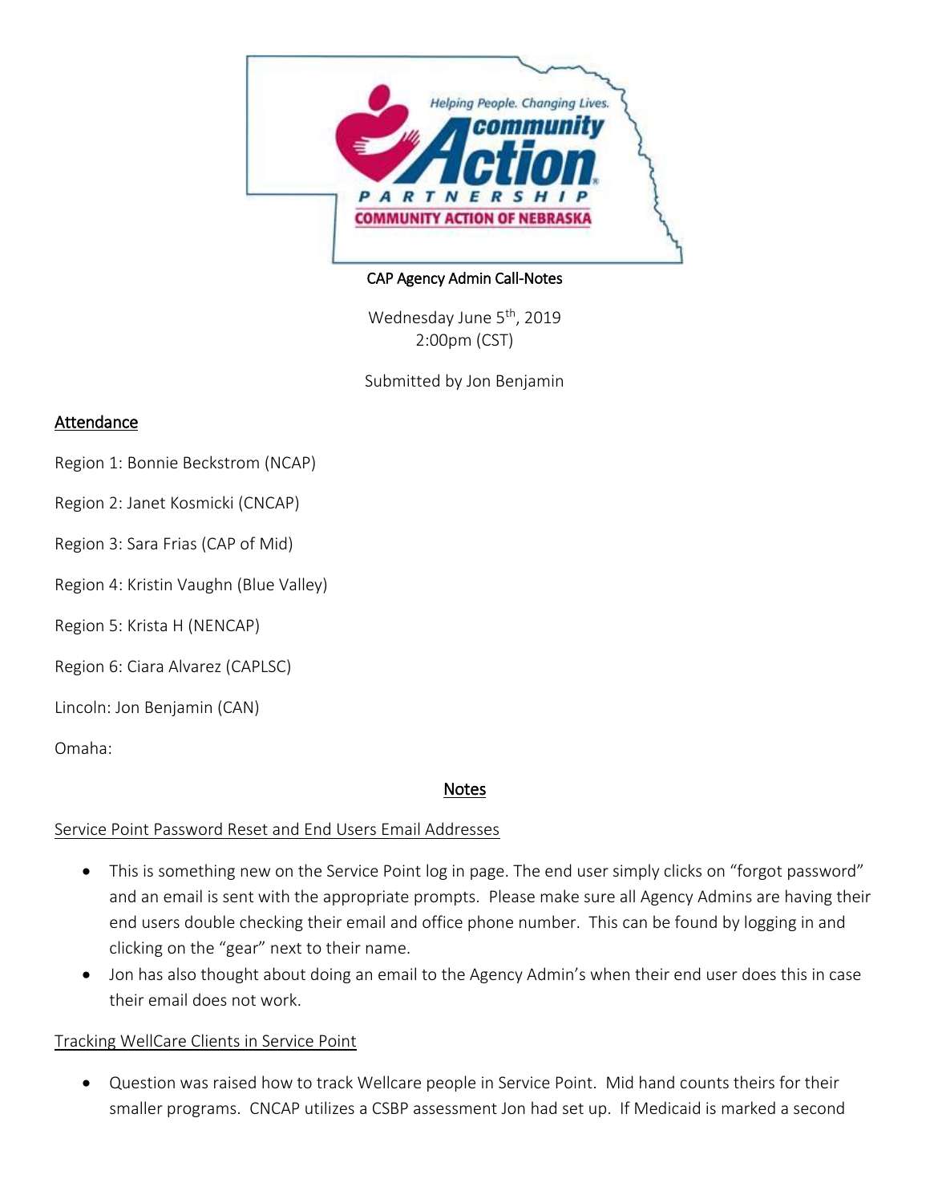CAP Agency Admin Call-Notes

Wednesday June 5th, 2019
2:00pm (CST)

Submitted by Jon Benjamin

## Attendance

Region 1: Bonnie Beckstrom (NCAP)

Region 2: Janet Kosmicki (CNCAP)

Region 3: Sara Frias (CAP of Mid)

Region 4: Kristin Vaughn (Blue Valley)

Region 5: Krista H (NENCAP)

Region 6: Ciara Alvarez (CAPLSC)

Lincoln: Jon Benjamin (CAN)

Omaha:

## Notes

### Service Point Password Reset and End Users Email Addresses

- This is something new on the Service Point log in page. The end user simply clicks on "forgot password" and an email is sent with the appropriate prompts. Please make sure all Agency Admins are having their end users double checking their email and office phone number. This can be found by logging in and clicking on the "gear" next to their name.
- Jon has also thought about doing an email to the Agency Admin's when their end user does this in case their email does not work.

### Tracking WellCare Clients in Service Point

- Question was raised how to track Wellcare people in Service Point. Mid hand counts theirs for their smaller programs. CNCAP utilizes a CSBP assessment Jon had set up. If Medicaid is marked a second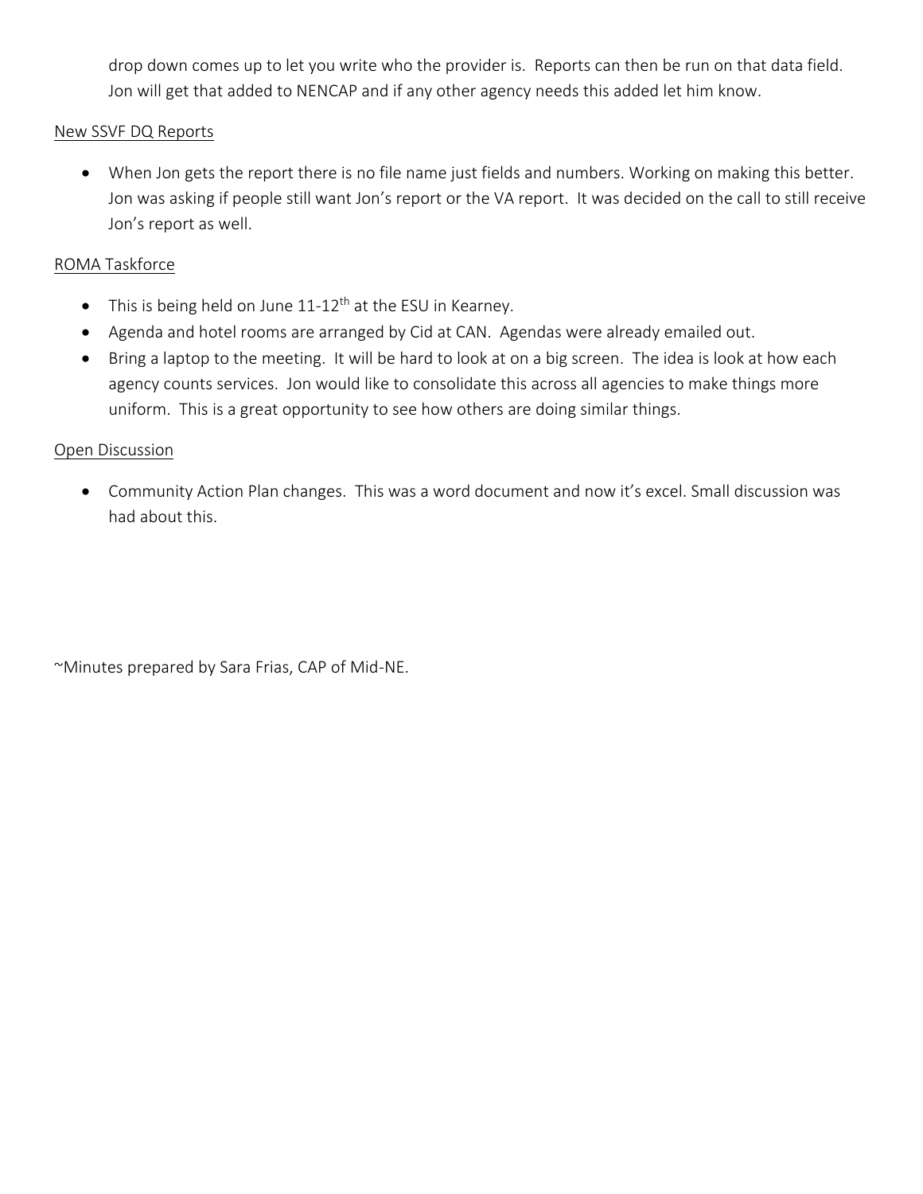drop down comes up to let you write who the provider is. Reports can then be run on that data field. Jon will get that added to NENCAP and if any other agency needs this added let him know.

<u>New SSVF DQ Reports</u>

- When Jon gets the report there is no file name just fields and numbers. Working on making this better. Jon was asking if people still want Jon's report or the VA report. It was decided on the call to still receive Jon's report as well.

<u>ROMA Taskforce</u>

- This is being held on June 11-12th at the ESU in Kearney.
- Agenda and hotel rooms are arranged by Cid at CAN. Agendas were already emailed out.
- Bring a laptop to the meeting. It will be hard to look at on a big screen. The idea is look at how each agency counts services. Jon would like to consolidate this across all agencies to make things more uniform. This is a great opportunity to see how others are doing similar things.

<u>Open Discussion</u>

- Community Action Plan changes. This was a word document and now it's excel. Small discussion was had about this.

~Minutes prepared by Sara Frias, CAP of Mid-NE.